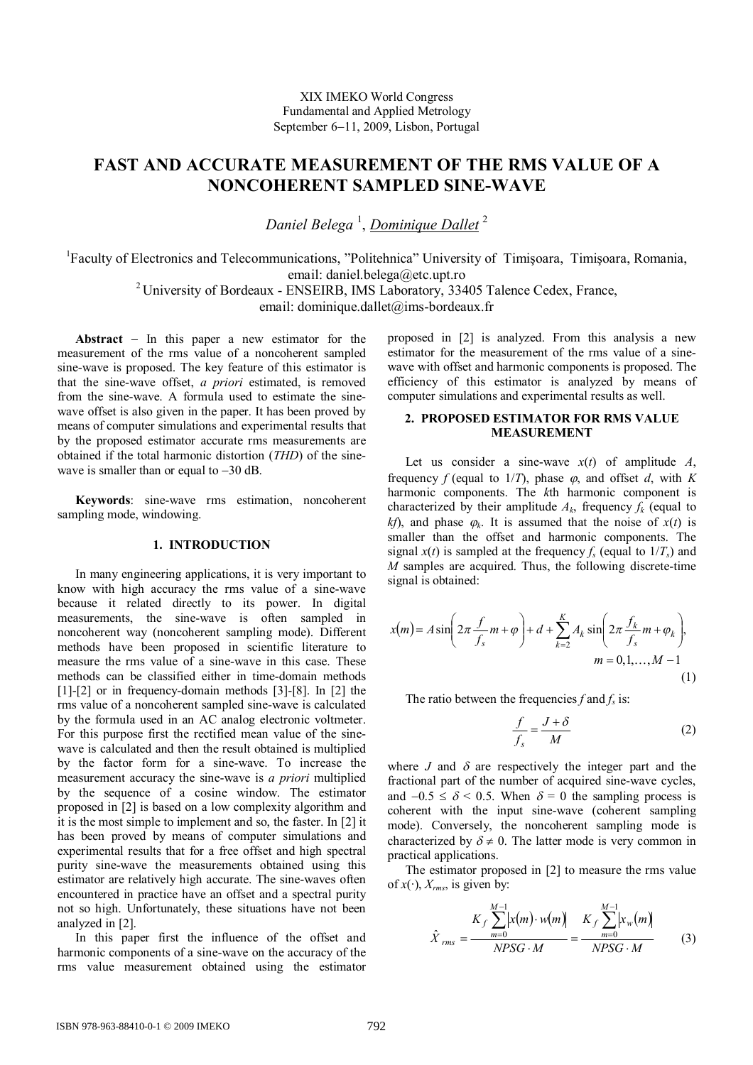XIX IMEKO World Congress
Fundamental and Applied Metrology
September 6−11, 2009, Lisbon, Portugal

# FAST AND ACCURATE MEASUREMENT OF THE RMS VALUE OF A NONCOHERENT SAMPLED SINE-WAVE

*Daniel Belega* [1], *Dominique Dallet* [2]

[1]Faculty of Electronics and Telecommunications, "Politehnica" University of Timişoara, Timişoara, Romania, email: daniel.belega@etc.upt.ro

[2]University of Bordeaux - ENSEIRB, IMS Laboratory, 33405 Talence Cedex, France, email: dominique.dallet@ims-bordeaux.fr

**Abstract** − In this paper a new estimator for the measurement of the rms value of a noncoherent sampled sine-wave is proposed. The key feature of this estimator is that the sine-wave offset, *a priori* estimated, is removed from the sine-wave. A formula used to estimate the sine-wave offset is also given in the paper. It has been proved by means of computer simulations and experimental results that by the proposed estimator accurate rms measurements are obtained if the total harmonic distortion (*THD*) of the sine-wave is smaller than or equal to −30 dB.

**Keywords**: sine-wave rms estimation, noncoherent sampling mode, windowing.

## 1. INTRODUCTION

In many engineering applications, it is very important to know with high accuracy the rms value of a sine-wave because it related directly to its power. In digital measurements, the sine-wave is often sampled in noncoherent way (noncoherent sampling mode). Different methods have been proposed in scientific literature to measure the rms value of a sine-wave in this case. These methods can be classified either in time-domain methods [1]-[2] or in frequency-domain methods [3]-[8]. In [2] the rms value of a noncoherent sampled sine-wave is calculated by the formula used in an AC analog electronic voltmeter. For this purpose first the rectified mean value of the sine-wave is calculated and then the result obtained is multiplied by the factor form for a sine-wave. To increase the measurement accuracy the sine-wave is *a priori* multiplied by the sequence of a cosine window. The estimator proposed in [2] is based on a low complexity algorithm and it is the most simple to implement and so, the faster. In [2] it has been proved by means of computer simulations and experimental results that for a free offset and high spectral purity sine-wave the measurements obtained using this estimator are relatively high accurate. The sine-waves often encountered in practice have an offset and a spectral purity not so high. Unfortunately, these situations have not been analyzed in [2].

In this paper first the influence of the offset and harmonic components of a sine-wave on the accuracy of the rms value measurement obtained using the estimator proposed in [2] is analyzed. From this analysis a new estimator for the measurement of the rms value of a sine-wave with offset and harmonic components is proposed. The efficiency of this estimator is analyzed by means of computer simulations and experimental results as well.

## 2. PROPOSED ESTIMATOR FOR RMS VALUE MEASUREMENT

Let us consider a sine-wave $x(t)$ of amplitude $A$, frequency $f$ (equal to $1/T$), phase $\varphi$, and offset $d$, with $K$ harmonic components. The $k$th harmonic component is characterized by their amplitude $A_k$, frequency $f_k$ (equal to $kf$), and phase $\varphi_k$. It is assumed that the noise of $x(t)$ is smaller than the offset and harmonic components. The signal $x(t)$ is sampled at the frequency $f_s$ (equal to $1/T_s$) and $M$ samples are acquired. Thus, the following discrete-time signal is obtained:

$$x(m) = A \sin\left(2\pi \frac{f}{f_s} m + \varphi\right) + d + \sum_{k=2}^{K} A_k \sin\left(2\pi \frac{f_k}{f_s} m + \varphi_k\right), \quad m = 0,1,\ldots,M-1 \tag{1}$$

The ratio between the frequencies $f$ and $f_s$ is:

$$\frac{f}{f_s} = \frac{J + \delta}{M} \tag{2}$$

where $J$ and $\delta$ are respectively the integer part and the fractional part of the number of acquired sine-wave cycles, and $-0.5 \le \delta < 0.5$. When $\delta = 0$ the sampling process is coherent with the input sine-wave (coherent sampling mode). Conversely, the noncoherent sampling mode is characterized by $\delta \neq 0$. The latter mode is very common in practical applications.

The estimator proposed in [2] to measure the rms value of $x(\cdot)$, $X_{rms}$, is given by:

$$\hat{X}_{rms} = \frac{K_f \sum_{m=0}^{M-1} |x(m) \cdot w(m)|}{NPSG \cdot M} = \frac{K_f \sum_{m=0}^{M-1} |x_w(m)|}{NPSG \cdot M} \tag{3}$$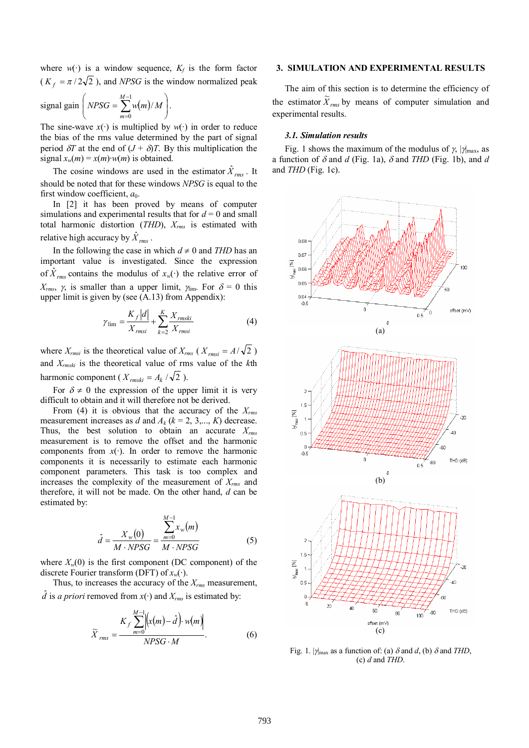where $w(\cdot)$ is a window sequence, $K_f$ is the form factor ($K_f = \pi / 2\sqrt{2}$), and *NPSG* is the window normalized peak signal gain $\left( NPSG = \sum_{m=0}^{M-1} w(m)/M \right)$.

The sine-wave $x(\cdot)$ is multiplied by $w(\cdot)$ in order to reduce the bias of the rms value determined by the part of signal period $\delta T$ at the end of $(J + \delta)T$. By this multiplication the signal $x_w(m) = x(m)\cdot w(m)$ is obtained.

The cosine windows are used in the estimator $\hat{X}_{rms}$. It should be noted that for these windows *NPSG* is equal to the first window coefficient, $a_0$.

In [2] it has been proved by means of computer simulations and experimental results that for $d = 0$ and small total harmonic distortion (*THD*), $X_{rms}$ is estimated with relative high accuracy by $\hat{X}_{rms}$.

In the following the case in which $d \neq 0$ and *THD* has an important value is investigated. Since the expression of $\hat{X}_{rms}$ contains the modulus of $x_w(\cdot)$ the relative error of $X_{rms}$, $\gamma$, is smaller than a upper limit, $\gamma_{\lim}$. For $\delta = 0$ this upper limit is given by (see (A.13) from Appendix):

$$\gamma_{\lim} = \frac{K_f |d|}{X_{rmsi}} + \sum_{k=2}^{K} \frac{X_{rmski}}{X_{rmsi}} \tag{4}$$

where $X_{rmsi}$ is the theoretical value of $X_{rms}$ ($X_{rmsi} = A/\sqrt{2}$) and $X_{rmski}$ is the theoretical value of rms value of the $k$th harmonic component ($X_{rmski} = A_k/\sqrt{2}$).

For $\delta \neq 0$ the expression of the upper limit it is very difficult to obtain and it will therefore not be derived.

From (4) it is obvious that the accuracy of the $X_{rms}$ measurement increases as $d$ and $A_k$ ($k = 2, 3, \ldots, K$) decrease. Thus, the best solution to obtain an accurate $X_{rms}$ measurement is to remove the offset and the harmonic components from $x(\cdot)$. In order to remove the harmonic components it is necessarily to estimate each harmonic component parameters. This task is too complex and increases the complexity of the measurement of $X_{rms}$ and therefore, it will not be made. On the other hand, $d$ can be estimated by:

$$\hat{d} = \frac{X_w(0)}{M \cdot NPSG} = \frac{\sum_{m=0}^{M-1} x_w(m)}{M \cdot NPSG} \tag{5}$$

where $X_w(0)$ is the first component (DC component) of the discrete Fourier transform (DFT) of $x_w(\cdot)$.

Thus, to increases the accuracy of the $X_{rms}$ measurement, $\hat{d}$ is *a priori* removed from $x(\cdot)$ and $X_{rms}$ is estimated by:

$$\tilde{X}_{rms} = \frac{K_f \sum_{m=0}^{M-1} \left| \left( x(m) - \hat{d} \right) \cdot w(m) \right|}{NPSG \cdot M}. \tag{6}$$

## 3. SIMULATION AND EXPERIMENTAL RESULTS

The aim of this section is to determine the efficiency of the estimator $\tilde{X}_{rms}$ by means of computer simulation and experimental results.

### 3.1. Simulation results

Fig. 1 shows the maximum of the modulus of $\gamma$, $|\gamma|_{\max}$, as a function of $\delta$ and $d$ (Fig. 1a), $\delta$ and *THD* (Fig. 1b), and $d$ and *THD* (Fig. 1c).

(a)

(b)

(c)

Fig. 1. $|\gamma|_{\max}$ as a function of: (a) $\delta$ and $d$, (b) $\delta$ and *THD*, (c) $d$ and *THD*.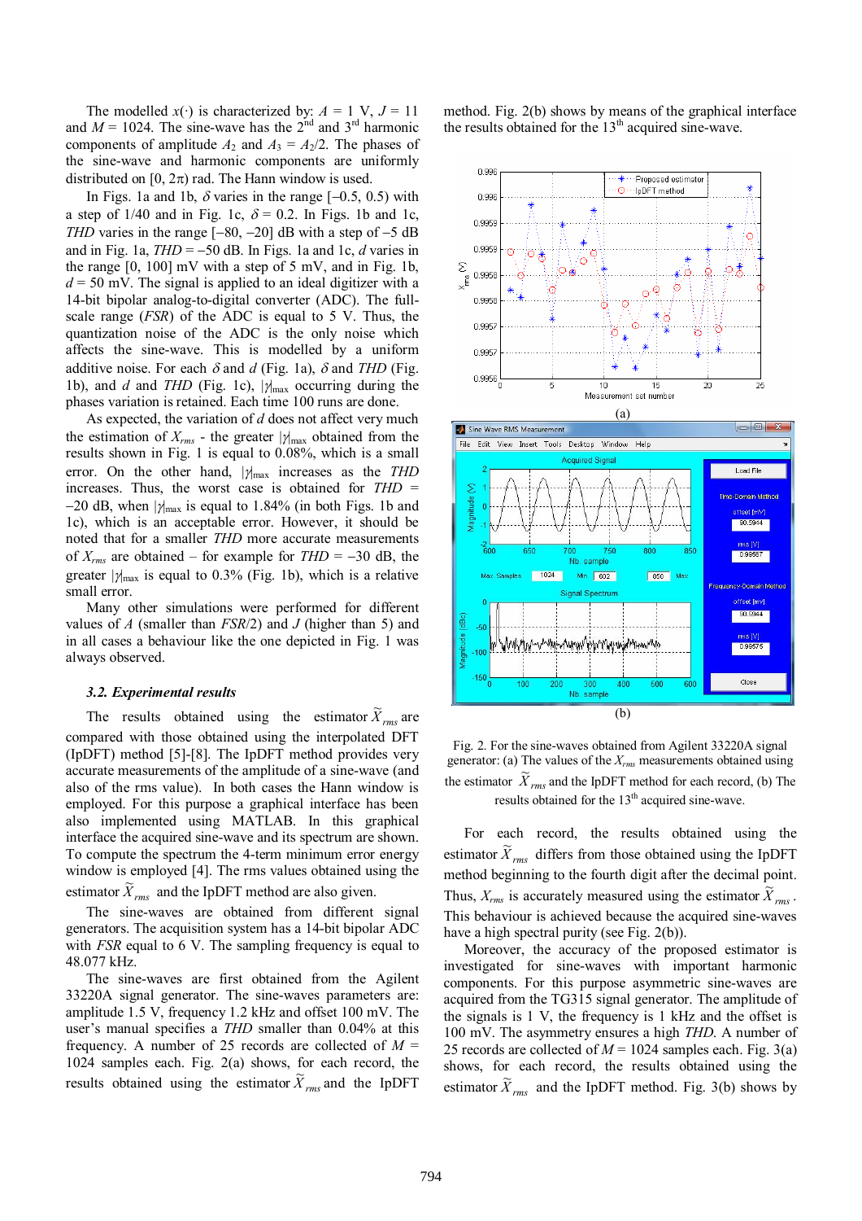The modelled $x(\cdot)$ is characterized by: $A$ = 1 V, $J$ = 11 and $M$ = 1024. The sine-wave has the 2[nd] and 3[rd] harmonic components of amplitude $A_2$ and $A_3$ = $A_2$/2. The phases of the sine-wave and harmonic components are uniformly distributed on [0, 2π) rad. The Hann window is used.

In Figs. 1a and 1b, $\delta$ varies in the range [–0.5, 0.5) with a step of 1/40 and in Fig. 1c, $\delta$ = 0.2. In Figs. 1b and 1c, *THD* varies in the range [–80, –20] dB with a step of –5 dB and in Fig. 1a, *THD* = –50 dB. In Figs. 1a and 1c, $d$ varies in the range [0, 100] mV with a step of 5 mV, and in Fig. 1b, $d$ = 50 mV. The signal is applied to an ideal digitizer with a 14-bit bipolar analog-to-digital converter (ADC). The full-scale range (*FSR*) of the ADC is equal to 5 V. Thus, the quantization noise of the ADC is the only noise which affects the sine-wave. This is modelled by a uniform additive noise. For each $\delta$ and $d$ (Fig. 1a), $\delta$ and *THD* (Fig. 1b), and $d$ and *THD* (Fig. 1c), $|\gamma|_{\max}$ occurring during the phases variation is retained. Each time 100 runs are done.

As expected, the variation of $d$ does not affect very much the estimation of $X_{rms}$ - the greater $|\gamma|_{\max}$ obtained from the results shown in Fig. 1 is equal to 0.08%, which is a small error. On the other hand, $|\gamma|_{\max}$ increases as the *THD* increases. Thus, the worst case is obtained for *THD* = –20 dB, when $|\gamma|_{\max}$ is equal to 1.84% (in both Figs. 1b and 1c), which is an acceptable error. However, it should be noted that for a smaller *THD* more accurate measurements of $X_{rms}$ are obtained – for example for *THD* = –30 dB, the greater $|\gamma|_{\max}$ is equal to 0.3% (Fig. 1b), which is a relative small error.

Many other simulations were performed for different values of $A$ (smaller than *FSR*/2) and $J$ (higher than 5) and in all cases a behaviour like the one depicted in Fig. 1 was always observed.

### 3.2. Experimental results

The results obtained using the estimator $\widetilde{X}_{rms}$ are compared with those obtained using the interpolated DFT (IpDFT) method [5]-[8]. The IpDFT method provides very accurate measurements of the amplitude of a sine-wave (and also of the rms value). In both cases the Hann window is employed. For this purpose a graphical interface has been also implemented using MATLAB. In this graphical interface the acquired sine-wave and its spectrum are shown. To compute the spectrum the 4-term minimum error energy window is employed [4]. The rms values obtained using the estimator $\widetilde{X}_{rms}$ and the IpDFT method are also given.

The sine-waves are obtained from different signal generators. The acquisition system has a 14-bit bipolar ADC with *FSR* equal to 6 V. The sampling frequency is equal to 48.077 kHz.

The sine-waves are first obtained from the Agilent 33220A signal generator. The sine-waves parameters are: amplitude 1.5 V, frequency 1.2 kHz and offset 100 mV. The user's manual specifies a *THD* smaller than 0.04% at this frequency. A number of 25 records are collected of $M$ = 1024 samples each. Fig. 2(a) shows, for each record, the results obtained using the estimator $\widetilde{X}_{rms}$ and the IpDFT method. Fig. 2(b) shows by means of the graphical interface the results obtained for the 13[th] acquired sine-wave.

(a)

(b)

Fig. 2. For the sine-waves obtained from Agilent 33220A signal generator: (a) The values of the $X_{rms}$ measurements obtained using the estimator $\widetilde{X}_{rms}$ and the IpDFT method for each record, (b) The results obtained for the 13[th] acquired sine-wave.

For each record, the results obtained using the estimator $\widetilde{X}_{rms}$ differs from those obtained using the IpDFT method beginning to the fourth digit after the decimal point. Thus, $X_{rms}$ is accurately measured using the estimator $\widetilde{X}_{rms}$. This behaviour is achieved because the acquired sine-waves have a high spectral purity (see Fig. 2(b)).

Moreover, the accuracy of the proposed estimator is investigated for sine-waves with important harmonic components. For this purpose asymmetric sine-waves are acquired from the TG315 signal generator. The amplitude of the signals is 1 V, the frequency is 1 kHz and the offset is 100 mV. The asymmetry ensures a high *THD*. A number of 25 records are collected of $M$ = 1024 samples each. Fig. 3(a) shows, for each record, the results obtained using the estimator $\widetilde{X}_{rms}$ and the IpDFT method. Fig. 3(b) shows by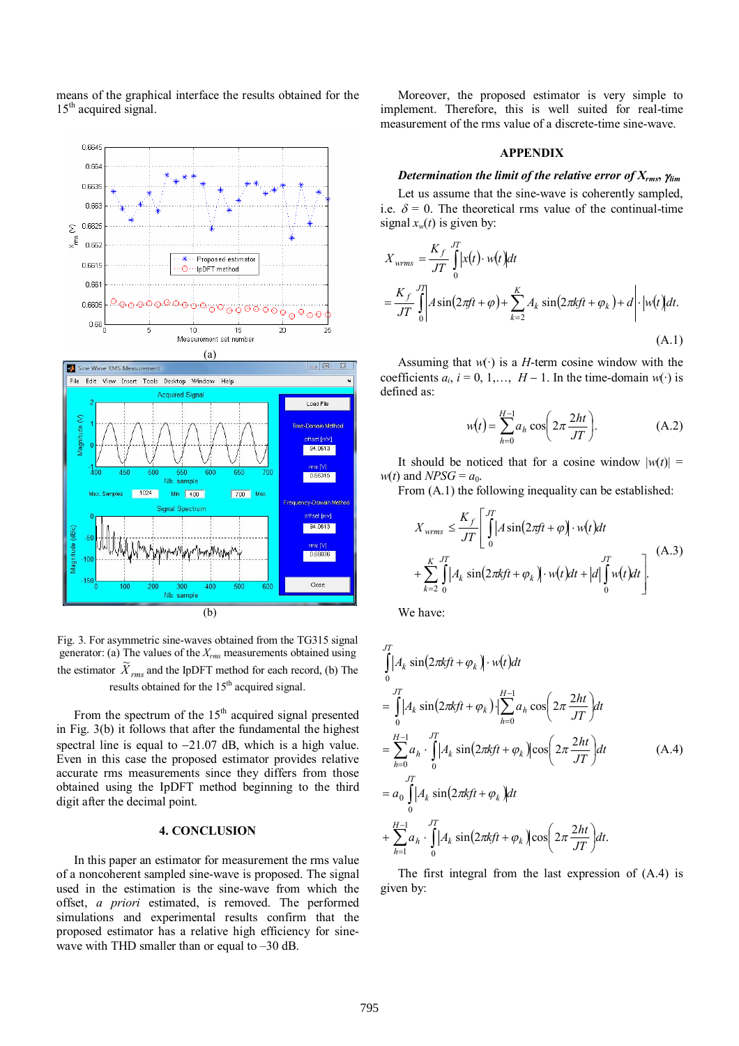means of the graphical interface the results obtained for the 15[th] acquired signal.

(a)

(b)

Fig. 3. For asymmetric sine-waves obtained from the TG315 signal generator: (a) The values of the $X_{rms}$ measurements obtained using the estimator $\tilde{X}_{rms}$ and the IpDFT method for each record, (b) The results obtained for the 15[th] acquired signal.

From the spectrum of the 15[th] acquired signal presented in Fig. 3(b) it follows that after the fundamental the highest spectral line is equal to –21.07 dB, which is a high value. Even in this case the proposed estimator provides relative accurate rms measurements since they differs from those obtained using the IpDFT method beginning to the third digit after the decimal point.

## 4. CONCLUSION

In this paper an estimator for measurement the rms value of a noncoherent sampled sine-wave is proposed. The signal used in the estimation is the sine-wave from which the offset, *a priori* estimated, is removed. The performed simulations and experimental results confirm that the proposed estimator has a relative high efficiency for sine-wave with THD smaller than or equal to –30 dB.

Moreover, the proposed estimator is very simple to implement. Therefore, this is well suited for real-time measurement of the rms value of a discrete-time sine-wave.

## APPENDIX

### *Determination the limit of the relative error of $X_{rms}$, $\gamma_{lim}$*

Let us assume that the sine-wave is coherently sampled, i.e. $\delta = 0$. The theoretical rms value of the continual-time signal $x_w(t)$ is given by:

$$X_{wrms} = \frac{K_f}{JT}\int_0^{JT}\left|x(t)\cdot w(t)\right|dt$$
$$= \frac{K_f}{JT}\int_0^{JT}\left|A\sin(2\pi f t+\varphi)+\sum_{k=2}^{K}A_k\sin(2\pi k f t+\varphi_k)+d\right|\cdot\left|w(t)\right|dt. \tag{A.1}$$

Assuming that $w(\cdot)$ is a $H$-term cosine window with the coefficients $a_i$, $i = 0, 1,\ldots, H-1$. In the time-domain $w(\cdot)$ is defined as:

$$w(t) = \sum_{h=0}^{H-1}a_h\cos\left(2\pi\frac{2ht}{JT}\right). \tag{A.2}$$

It should be noticed that for a cosine window $|w(t)| = w(t)$ and $NPSG = a_0$.

From (A.1) the following inequality can be established:

$$X_{wrms} \le \frac{K_f}{JT}\left[\int_0^{JT}\left|A\sin(2\pi f t+\varphi)\right|\cdot w(t)dt\right.$$
$$\left.+\sum_{k=2}^{K}\int_0^{JT}\left|A_k\sin(2\pi k f t+\varphi_k)\right|\cdot w(t)dt+|d|\int_0^{JT}w(t)dt\right]. \tag{A.3}$$

We have:

$$\int_0^{JT}\left|A_k\sin(2\pi k f t+\varphi_k)\right|\cdot w(t)dt$$
$$=\int_0^{JT}\left|A_k\sin(2\pi k f t+\varphi_k)\right|\cdot\sum_{h=0}^{H-1}a_h\cos\left(2\pi\frac{2ht}{JT}\right)dt$$
$$=\sum_{h=0}^{H-1}a_h\cdot\int_0^{JT}\left|A_k\sin(2\pi k f t+\varphi_k)\right|\cos\left(2\pi\frac{2ht}{JT}\right)dt \tag{A.4}$$
$$=a_0\int_0^{JT}\left|A_k\sin(2\pi k f t+\varphi_k)\right|dt$$
$$+\sum_{h=1}^{H-1}a_h\cdot\int_0^{JT}\left|A_k\sin(2\pi k f t+\varphi_k)\right|\cos\left(2\pi\frac{2ht}{JT}\right)dt.$$

The first integral from the last expression of (A.4) is given by: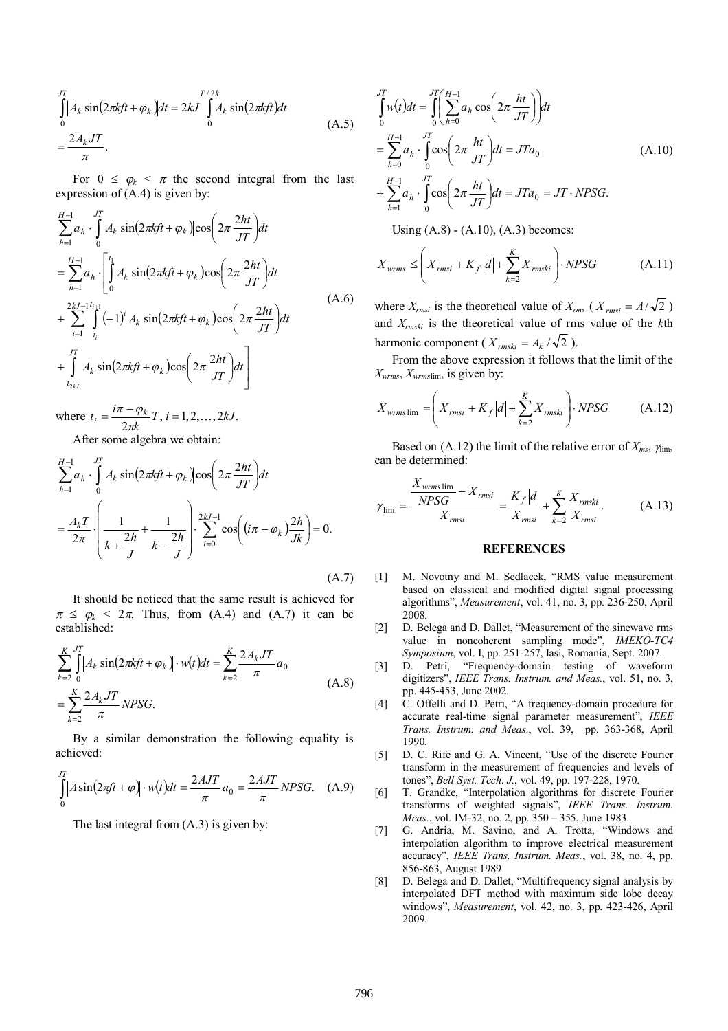$$\int_0^{JT} \left| A_k \sin(2\pi k f t + \varphi_k) \right| dt = 2kJ \int_0^{T/2k} A_k \sin(2\pi k f t) dt = \frac{2A_k JT}{\pi}. \tag{A.5}$$

For $0 \le \varphi_k < \pi$ the second integral from the last expression of (A.4) is given by:

$$\begin{aligned}
&\sum_{h=1}^{H-1} a_h \cdot \int_0^{JT} \left| A_k \sin(2\pi k f t + \varphi_k) \right| \cos\left(2\pi \frac{2ht}{JT}\right) dt \\
&= \sum_{h=1}^{H-1} a_h \cdot \left[ \int_0^{t_1} A_k \sin(2\pi k f t + \varphi_k) \cos\left(2\pi \frac{2ht}{JT}\right) dt \right. \\
&+ \sum_{i=1}^{2kJ-1} \int_{t_i}^{t_{i+1}} (-1)^i A_k \sin(2\pi k f t + \varphi_k) \cos\left(2\pi \frac{2ht}{JT}\right) dt \\
&\left. + \int_{t_{2kJ}}^{JT} A_k \sin(2\pi k f t + \varphi_k) \cos\left(2\pi \frac{2ht}{JT}\right) dt \right]
\end{aligned} \tag{A.6}$$

where $t_i = \dfrac{i\pi - \varphi_k}{2\pi k} T,\ i = 1, 2, \ldots, 2kJ.$

After some algebra we obtain:

$$\begin{aligned}
&\sum_{h=1}^{H-1} a_h \cdot \int_0^{JT} \left| A_k \sin(2\pi k f t + \varphi_k) \right| \cos\left(2\pi \frac{2ht}{JT}\right) dt \\
&= \frac{A_k T}{2\pi} \cdot \left( \frac{1}{k + \frac{2h}{J}} + \frac{1}{k - \frac{2h}{J}} \right) \cdot \sum_{i=0}^{2kJ-1} \cos\left( (i\pi - \varphi_k) \frac{2h}{Jk} \right) = 0.
\end{aligned} \tag{A.7}$$

It should be noticed that the same result is achieved for $\pi \le \varphi_k < 2\pi$. Thus, from (A.4) and (A.7) it can be established:

$$\sum_{k=2}^{K} \int_0^{JT} \left| A_k \sin(2\pi k f t + \varphi_k) \right| \cdot w(t) dt = \sum_{k=2}^{K} \frac{2A_k JT}{\pi} a_0 = \sum_{k=2}^{K} \frac{2A_k JT}{\pi} NPSG. \tag{A.8}$$

By a similar demonstration the following equality is achieved:

$$\int_0^{JT} \left| A \sin(2\pi f t + \varphi) \right| \cdot w(t) dt = \frac{2AJT}{\pi} a_0 = \frac{2AJT}{\pi} NPSG. \tag{A.9}$$

The last integral from (A.3) is given by:

$$\begin{aligned}
&\int_0^{JT} w(t) dt = \int_0^{JT} \left( \sum_{h=0}^{H-1} a_h \cos\left(2\pi \frac{ht}{JT}\right) \right) dt \\
&= \sum_{h=0}^{H-1} a_h \cdot \int_0^{JT} \cos\left(2\pi \frac{ht}{JT}\right) dt = JT a_0 \\
&+ \sum_{h=1}^{H-1} a_h \cdot \int_0^{JT} \cos\left(2\pi \frac{ht}{JT}\right) dt = JT a_0 = JT \cdot NPSG.
\end{aligned} \tag{A.10}$$

Using (A.8) - (A.10), (A.3) becomes:

$$X_{wrms} \le \left( X_{rmsi} + K_f |d| + \sum_{k=2}^{K} X_{rmski} \right) \cdot NPSG \tag{A.11}$$

where $X_{rmsi}$ is the theoretical value of $X_{rms}$ ($X_{rmsi} = A/\sqrt{2}$) and $X_{rmski}$ is the theoretical value of rms value of $k$th harmonic component ($X_{rmski} = A_k/\sqrt{2}$).

From the above expression it follows that the limit of the $X_{wrms}$, $X_{wrms\lim}$, is given by:

$$X_{wrms\lim} = \left( X_{rmsi} + K_f |d| + \sum_{k=2}^{K} X_{rmski} \right) \cdot NPSG \tag{A.12}$$

Based on (A.12) the limit of the relative error of $X_{ms}$, $\gamma_{\lim}$, can be determined:

$$\gamma_{\lim} = \frac{\dfrac{X_{wrms\lim}}{NPSG} - X_{rmsi}}{X_{rmsi}} = \frac{K_f |d|}{X_{rmsi}} + \sum_{k=2}^{K} \frac{X_{rmski}}{X_{rmsi}}. \tag{A.13}$$

## REFERENCES

[1] M. Novotny and M. Sedlacek, "RMS value measurement based on classical and modified digital signal processing algorithms", *Measurement*, vol. 41, no. 3, pp. 236-250, April 2008.

[2] D. Belega and D. Dallet, "Measurement of the sinewave rms value in noncoherent sampling mode", *IMEKO-TC4 Symposium*, vol. I, pp. 251-257, Iasi, Romania, Sept. 2007.

[3] D. Petri, "Frequency-domain testing of waveform digitizers", *IEEE Trans. Instrum. and Meas.*, vol. 51, no. 3, pp. 445-453, June 2002.

[4] C. Offelli and D. Petri, "A frequency-domain procedure for accurate real-time signal parameter measurement", *IEEE Trans. Instrum. and Meas.*, vol. 39, pp. 363-368, April 1990.

[5] D. C. Rife and G. A. Vincent, "Use of the discrete Fourier transform in the measurement of frequencies and levels of tones", *Bell Syst. Tech. J.*, vol. 49, pp. 197-228, 1970.

[6] T. Grandke, "Interpolation algorithms for discrete Fourier transforms of weighted signals", *IEEE Trans. Instrum. Meas.*, vol. IM-32, no. 2, pp. 350 – 355, June 1983.

[7] G. Andria, M. Savino, and A. Trotta, "Windows and interpolation algorithm to improve electrical measurement accuracy", *IEEE Trans. Instrum. Meas.*, vol. 38, no. 4, pp. 856-863, August 1989.

[8] D. Belega and D. Dallet, "Multifrequency signal analysis by interpolated DFT method with maximum side lobe decay windows", *Measurement*, vol. 42, no. 3, pp. 423-426, April 2009.